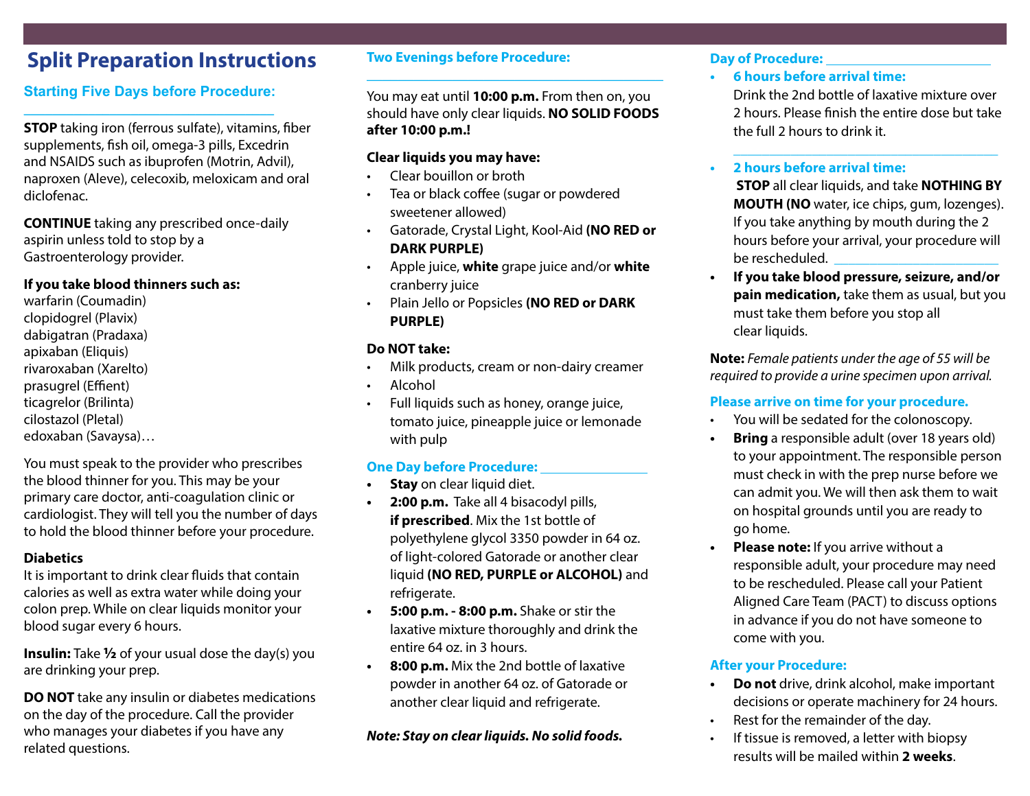# Split Preparation Instructions

## Starting Five Days before Procedure: ______________________

**STOP** taking iron (ferrous sulfate), vitamins, fiber supplements, fish oil, omega-3 pills, Excedrin and NSAIDS such as ibuprofen (Motrin, Advil), naproxen (Aleve), celecoxib, meloxicam and oral diclofenac.

**CONTINUE** taking any prescribed once-daily aspirin unless told to stop by a Gastroenterology provider.

**If you take blood thinners such as:**
warfarin (Coumadin)
clopidogrel (Plavix)
dabigatran (Pradaxa)
apixaban (Eliquis)
rivaroxaban (Xarelto)
prasugrel (Effient)
ticagrelor (Brilinta)
cilostazol (Pletal)
edoxaban (Savaysa)…

You must speak to the provider who prescribes the blood thinner for you. This may be your primary care doctor, anti-coagulation clinic or cardiologist. They will tell you the number of days to hold the blood thinner before your procedure.

**Diabetics**
It is important to drink clear fluids that contain calories as well as extra water while doing your colon prep. While on clear liquids monitor your blood sugar every 6 hours.

**Insulin:** Take **½** of your usual dose the day(s) you are drinking your prep.

**DO NOT** take any insulin or diabetes medications on the day of the procedure. Call the provider who manages your diabetes if you have any related questions.

## Two Evenings before Procedure: ______________________

You may eat until **10:00 p.m.** From then on, you should have only clear liquids. **NO SOLID FOODS after 10:00 p.m.!**

**Clear liquids you may have:**

- Clear bouillon or broth
- Tea or black coffee (sugar or powdered sweetener allowed)
- Gatorade, Crystal Light, Kool-Aid **(NO RED or DARK PURPLE)**
- Apple juice, **white** grape juice and/or **white** cranberry juice
- Plain Jello or Popsicles **(NO RED or DARK PURPLE)**

**Do NOT take:**

- Milk products, cream or non-dairy creamer
- Alcohol
- Full liquids such as honey, orange juice, tomato juice, pineapple juice or lemonade with pulp

## One Day before Procedure: ______________

- **Stay** on clear liquid diet.
- **2:00 p.m.** Take all 4 bisacodyl pills, **if prescribed**. Mix the 1st bottle of polyethylene glycol 3350 powder in 64 oz. of light-colored Gatorade or another clear liquid **(NO RED, PURPLE or ALCOHOL)** and refrigerate.
- **5:00 p.m. - 8:00 p.m.** Shake or stir the laxative mixture thoroughly and drink the entire 64 oz. in 3 hours.
- **8:00 p.m.** Mix the 2nd bottle of laxative powder in another 64 oz. of Gatorade or another clear liquid and refrigerate.

***Note: Stay on clear liquids. No solid foods.***

## Day of Procedure: ______________________

- **6 hours before arrival time:**
  Drink the 2nd bottle of laxative mixture over 2 hours. Please finish the entire dose but take the full 2 hours to drink it.
  ______________________
- **2 hours before arrival time:**
  **STOP** all clear liquids, and take **NOTHING BY MOUTH (NO** water, ice chips, gum, lozenges). If you take anything by mouth during the 2 hours before your arrival, your procedure will be rescheduled. ______________________
- **If you take blood pressure, seizure, and/or pain medication,** take them as usual, but you must take them before you stop all clear liquids.

**Note:** *Female patients under the age of 55 will be required to provide a urine specimen upon arrival.*

## Please arrive on time for your procedure.

- You will be sedated for the colonoscopy.
- **Bring** a responsible adult (over 18 years old) to your appointment. The responsible person must check in with the prep nurse before we can admit you. We will then ask them to wait on hospital grounds until you are ready to go home.
- **Please note:** If you arrive without a responsible adult, your procedure may need to be rescheduled. Please call your Patient Aligned Care Team (PACT) to discuss options in advance if you do not have someone to come with you.

## After your Procedure:

- **Do not** drive, drink alcohol, make important decisions or operate machinery for 24 hours.
- Rest for the remainder of the day.
- If tissue is removed, a letter with biopsy results will be mailed within **2 weeks**.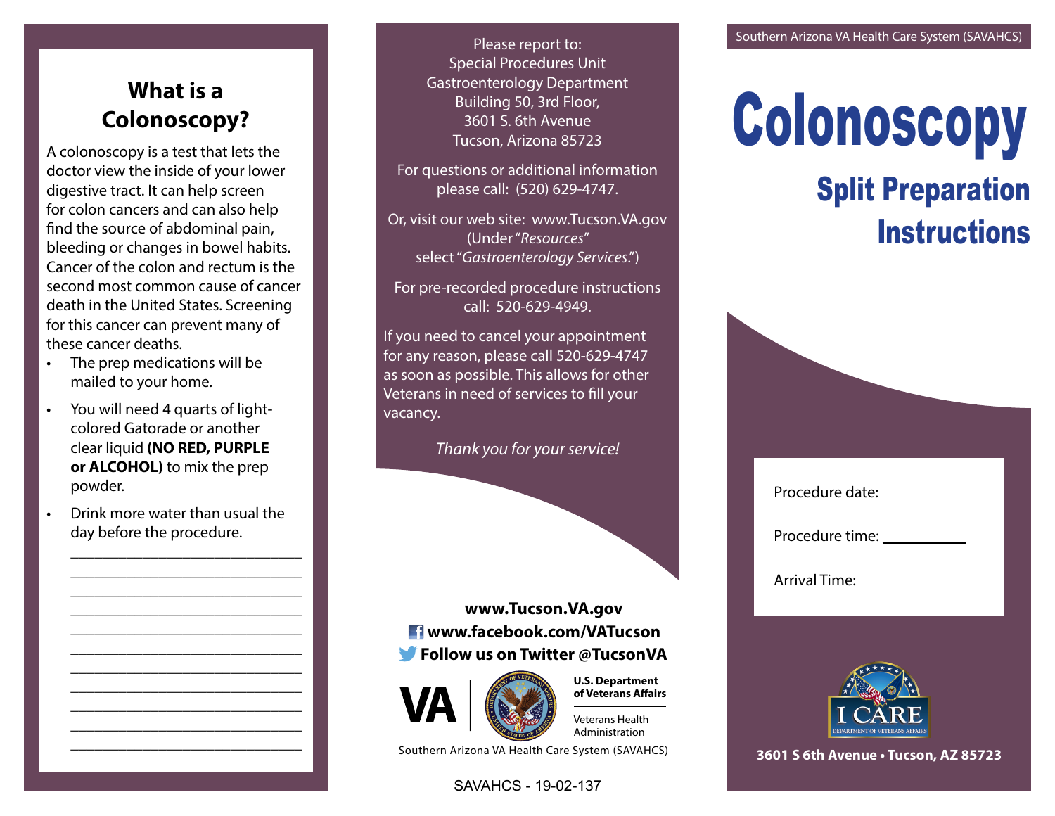## What is a Colonoscopy?

A colonoscopy is a test that lets the doctor view the inside of your lower digestive tract. It can help screen for colon cancers and can also help find the source of abdominal pain, bleeding or changes in bowel habits. Cancer of the colon and rectum is the second most common cause of cancer death in the United States. Screening for this cancer can prevent many of these cancer deaths.

- The prep medications will be mailed to your home.
- You will need 4 quarts of light-colored Gatorade or another clear liquid **(NO RED, PURPLE or ALCOHOL)** to mix the prep powder.
- Drink more water than usual the day before the procedure.

\_\_\_\_\_\_\_\_\_\_\_\_\_\_\_\_\_\_\_\_\_\_\_\_\_\_\_\_\_\_
\_\_\_\_\_\_\_\_\_\_\_\_\_\_\_\_\_\_\_\_\_\_\_\_\_\_\_\_\_\_
\_\_\_\_\_\_\_\_\_\_\_\_\_\_\_\_\_\_\_\_\_\_\_\_\_\_\_\_\_\_
\_\_\_\_\_\_\_\_\_\_\_\_\_\_\_\_\_\_\_\_\_\_\_\_\_\_\_\_\_\_
\_\_\_\_\_\_\_\_\_\_\_\_\_\_\_\_\_\_\_\_\_\_\_\_\_\_\_\_\_\_
\_\_\_\_\_\_\_\_\_\_\_\_\_\_\_\_\_\_\_\_\_\_\_\_\_\_\_\_\_\_
\_\_\_\_\_\_\_\_\_\_\_\_\_\_\_\_\_\_\_\_\_\_\_\_\_\_\_\_\_\_
\_\_\_\_\_\_\_\_\_\_\_\_\_\_\_\_\_\_\_\_\_\_\_\_\_\_\_\_\_\_
\_\_\_\_\_\_\_\_\_\_\_\_\_\_\_\_\_\_\_\_\_\_\_\_\_\_\_\_\_\_
\_\_\_\_\_\_\_\_\_\_\_\_\_\_\_\_\_\_\_\_\_\_\_\_\_\_\_\_\_\_
\_\_\_\_\_\_\_\_\_\_\_\_\_\_\_\_\_\_\_\_\_\_\_\_\_\_\_\_\_\_

Please report to:
Special Procedures Unit
Gastroenterology Department
Building 50, 3rd Floor,
3601 S. 6th Avenue
Tucson, Arizona 85723

For questions or additional information please call: (520) 629-4747.

Or, visit our web site: www.Tucson.VA.gov (Under "*Resources*" select "*Gastroenterology Services.*")

For pre-recorded procedure instructions call: 520-629-4949.

If you need to cancel your appointment for any reason, please call 520-629-4747 as soon as possible. This allows for other Veterans in need of services to fill your vacancy.

*Thank you for your service!*

**www.Tucson.VA.gov**
**www.facebook.com/VATucson**
**Follow us on Twitter @TucsonVA**

VA U.S. Department of Veterans Affairs
Veterans Health Administration
Southern Arizona VA Health Care System (SAVAHCS)

SAVAHCS - 19-02-137

Southern Arizona VA Health Care System (SAVAHCS)

# Colonoscopy

## Split Preparation Instructions

Procedure date: \_\_\_\_\_\_\_\_\_\_

Procedure time: \_\_\_\_\_\_\_\_\_\_

Arrival Time: \_\_\_\_\_\_\_\_\_\_

I CARE
DEPARTMENT OF VETERANS AFFAIRS

**3601 S 6th Avenue • Tucson, AZ 85723**